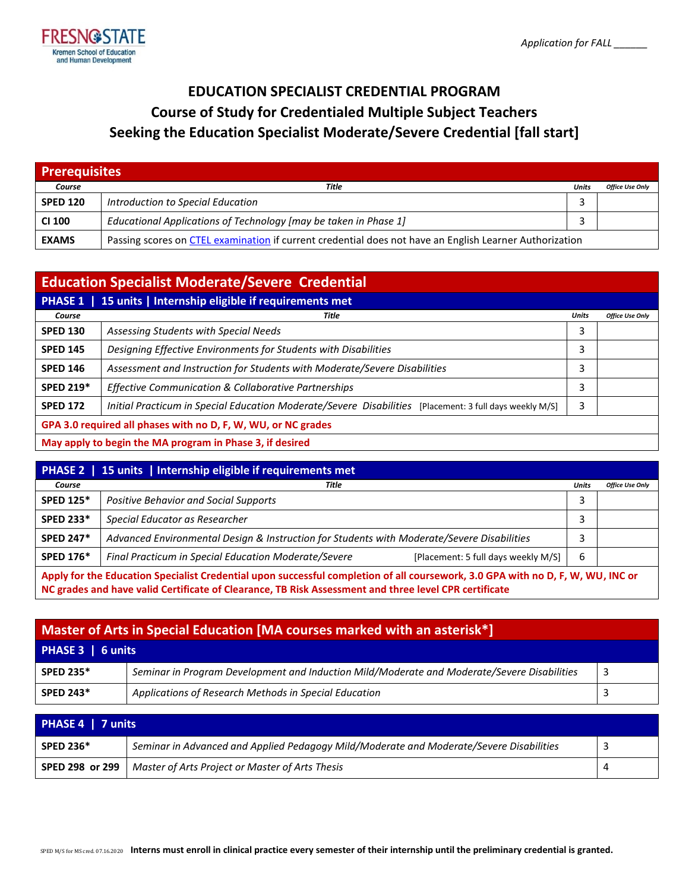FRESNO STATE
Kremen School of Education and Human Development

*Application for FALL ______*

# EDUCATION SPECIALIST CREDENTIAL PROGRAM
## Course of Study for Credentialed Multiple Subject Teachers Seeking the Education Specialist Moderate/Severe Credential [fall start]

### Prerequisites

| Course | Title | Units | Office Use Only |
|---|---|---|---|
| **SPED 120** | *Introduction to Special Education* | 3 | |
| **CI 100** | *Educational Applications of Technology [may be taken in Phase 1]* | 3 | |
| **EXAMS** | Passing scores on CTEL examination if current credential does not have an English Learner Authorization | | |

### Education Specialist Moderate/Severe Credential

**PHASE 1 | 15 units | Internship eligible if requirements met**

| Course | Title | Units | Office Use Only |
|---|---|---|---|
| **SPED 130** | *Assessing Students with Special Needs* | 3 | |
| **SPED 145** | *Designing Effective Environments for Students with Disabilities* | 3 | |
| **SPED 146** | *Assessment and Instruction for Students with Moderate/Severe Disabilities* | 3 | |
| **SPED 219*** | *Effective Communication & Collaborative Partnerships* | 3 | |
| **SPED 172** | *Initial Practicum in Special Education Moderate/Severe Disabilities* [Placement: 3 full days weekly M/S] | 3 | |

**GPA 3.0 required all phases with no D, F, W, WU, or NC grades**

**May apply to begin the MA program in Phase 3, if desired**

**PHASE 2 | 15 units | Internship eligible if requirements met**

| Course | Title | Units | Office Use Only |
|---|---|---|---|
| **SPED 125*** | *Positive Behavior and Social Supports* | 3 | |
| **SPED 233*** | *Special Educator as Researcher* | 3 | |
| **SPED 247*** | *Advanced Environmental Design & Instruction for Students with Moderate/Severe Disabilities* | 3 | |
| **SPED 176*** | *Final Practicum in Special Education Moderate/Severe* [Placement: 5 full days weekly M/S] | 6 | |

**Apply for the Education Specialist Credential upon successful completion of all coursework, 3.0 GPA with no D, F, W, WU, INC or NC grades and have valid Certificate of Clearance, TB Risk Assessment and three level CPR certificate**

### Master of Arts in Special Education [MA courses marked with an asterisk*]

**PHASE 3 | 6 units**

| Course | Title | Units |
|---|---|---|
| **SPED 235*** | *Seminar in Program Development and Induction Mild/Moderate and Moderate/Severe Disabilities* | 3 |
| **SPED 243*** | *Applications of Research Methods in Special Education* | 3 |

**PHASE 4 | 7 units**

| Course | Title | Units |
|---|---|---|
| **SPED 236*** | *Seminar in Advanced and Applied Pedagogy Mild/Moderate and Moderate/Severe Disabilities* | 3 |
| **SPED 298 or 299** | *Master of Arts Project or Master of Arts Thesis* | 4 |

SPED M/S for MS cred. 07.16.2020 **Interns must enroll in clinical practice every semester of their internship until the preliminary credential is granted.**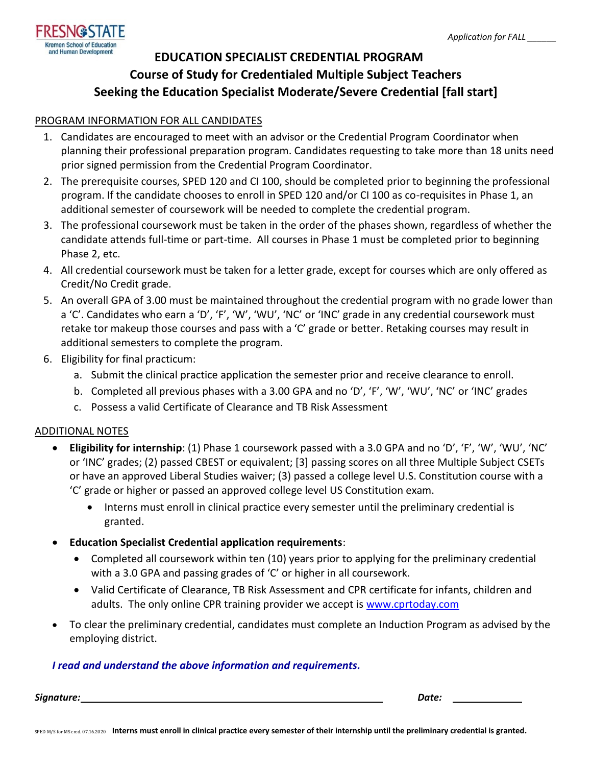FRESNO STATE
Kremen School of Education and Human Development

*Application for FALL ______*

# EDUCATION SPECIALIST CREDENTIAL PROGRAM
## Course of Study for Credentialed Multiple Subject Teachers
## Seeking the Education Specialist Moderate/Severe Credential [fall start]

PROGRAM INFORMATION FOR ALL CANDIDATES

1. Candidates are encouraged to meet with an advisor or the Credential Program Coordinator when planning their professional preparation program. Candidates requesting to take more than 18 units need prior signed permission from the Credential Program Coordinator.
2. The prerequisite courses, SPED 120 and CI 100, should be completed prior to beginning the professional program. If the candidate chooses to enroll in SPED 120 and/or CI 100 as co-requisites in Phase 1, an additional semester of coursework will be needed to complete the credential program.
3. The professional coursework must be taken in the order of the phases shown, regardless of whether the candidate attends full-time or part-time. All courses in Phase 1 must be completed prior to beginning Phase 2, etc.
4. All credential coursework must be taken for a letter grade, except for courses which are only offered as Credit/No Credit grade.
5. An overall GPA of 3.00 must be maintained throughout the credential program with no grade lower than a 'C'. Candidates who earn a 'D', 'F', 'W', 'WU', 'NC' or 'INC' grade in any credential coursework must retake tor makeup those courses and pass with a 'C' grade or better. Retaking courses may result in additional semesters to complete the program.
6. Eligibility for final practicum:
   a. Submit the clinical practice application the semester prior and receive clearance to enroll.
   b. Completed all previous phases with a 3.00 GPA and no 'D', 'F', 'W', 'WU', 'NC' or 'INC' grades
   c. Possess a valid Certificate of Clearance and TB Risk Assessment

ADDITIONAL NOTES

- **Eligibility for internship**: (1) Phase 1 coursework passed with a 3.0 GPA and no 'D', 'F', 'W', 'WU', 'NC' or 'INC' grades; (2) passed CBEST or equivalent; [3] passing scores on all three Multiple Subject CSETs or have an approved Liberal Studies waiver; (3) passed a college level U.S. Constitution course with a 'C' grade or higher or passed an approved college level US Constitution exam.
  - Interns must enroll in clinical practice every semester until the preliminary credential is granted.
- **Education Specialist Credential application requirements**:
  - Completed all coursework within ten (10) years prior to applying for the preliminary credential with a 3.0 GPA and passing grades of 'C' or higher in all coursework.
  - Valid Certificate of Clearance, TB Risk Assessment and CPR certificate for infants, children and adults. The only online CPR training provider we accept is www.cprtoday.com
- To clear the preliminary credential, candidates must complete an Induction Program as advised by the employing district.

***I read and understand the above information and requirements.***

***Signature:*** ______________________________ ***Date:*** ____________

SPED M/S for MS cred. 07.16.2020 **Interns must enroll in clinical practice every semester of their internship until the preliminary credential is granted.**